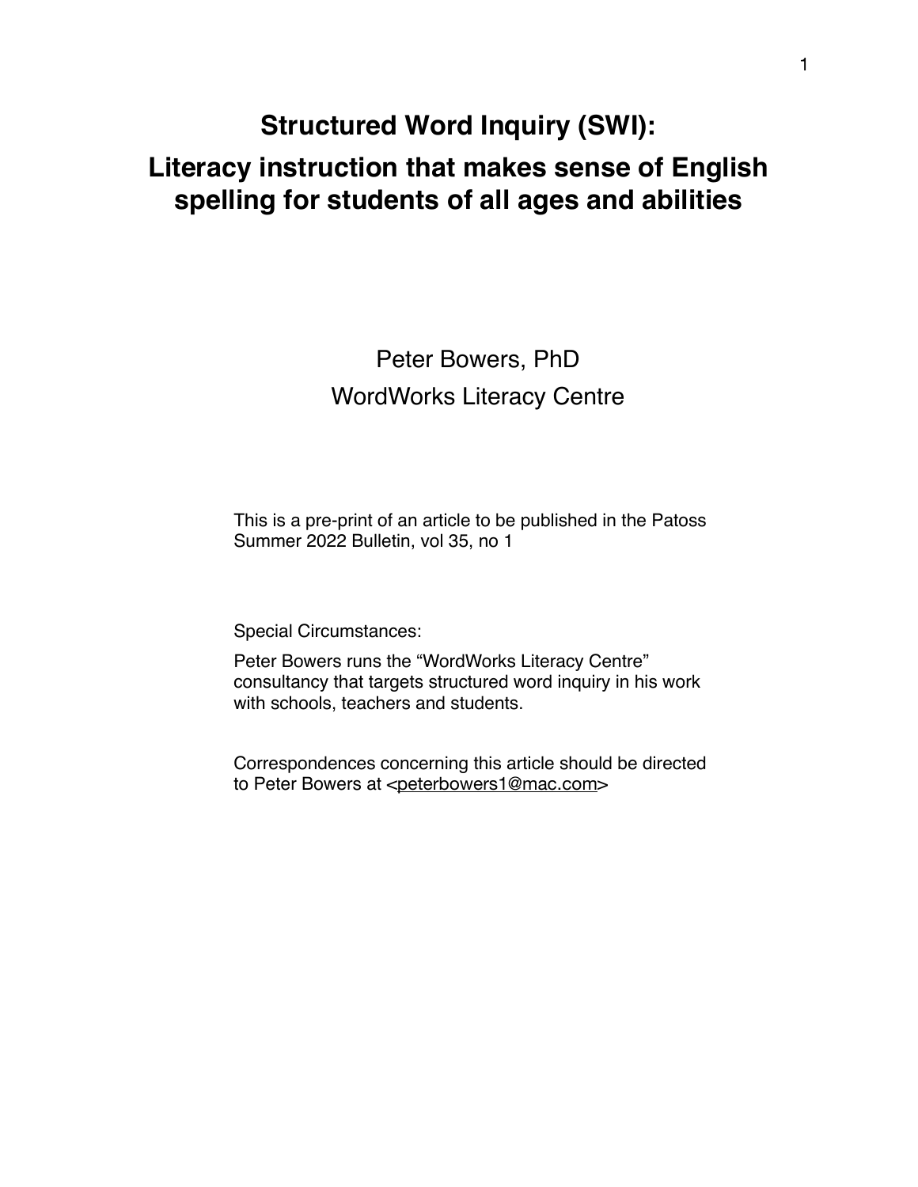# Structured Word Inquiry (SWI):

# Literacy instruction that makes sense of English spelling for students of all ages and abilities

Peter Bowers, PhD

WordWorks Literacy Centre

This is a pre-print of an article to be published in the Patoss Summer 2022 Bulletin, vol 35, no 1

Special Circumstances:

Peter Bowers runs the "WordWorks Literacy Centre" consultancy that targets structured word inquiry in his work with schools, teachers and students.

Correspondences concerning this article should be directed to Peter Bowers at <peterbowers1@mac.com>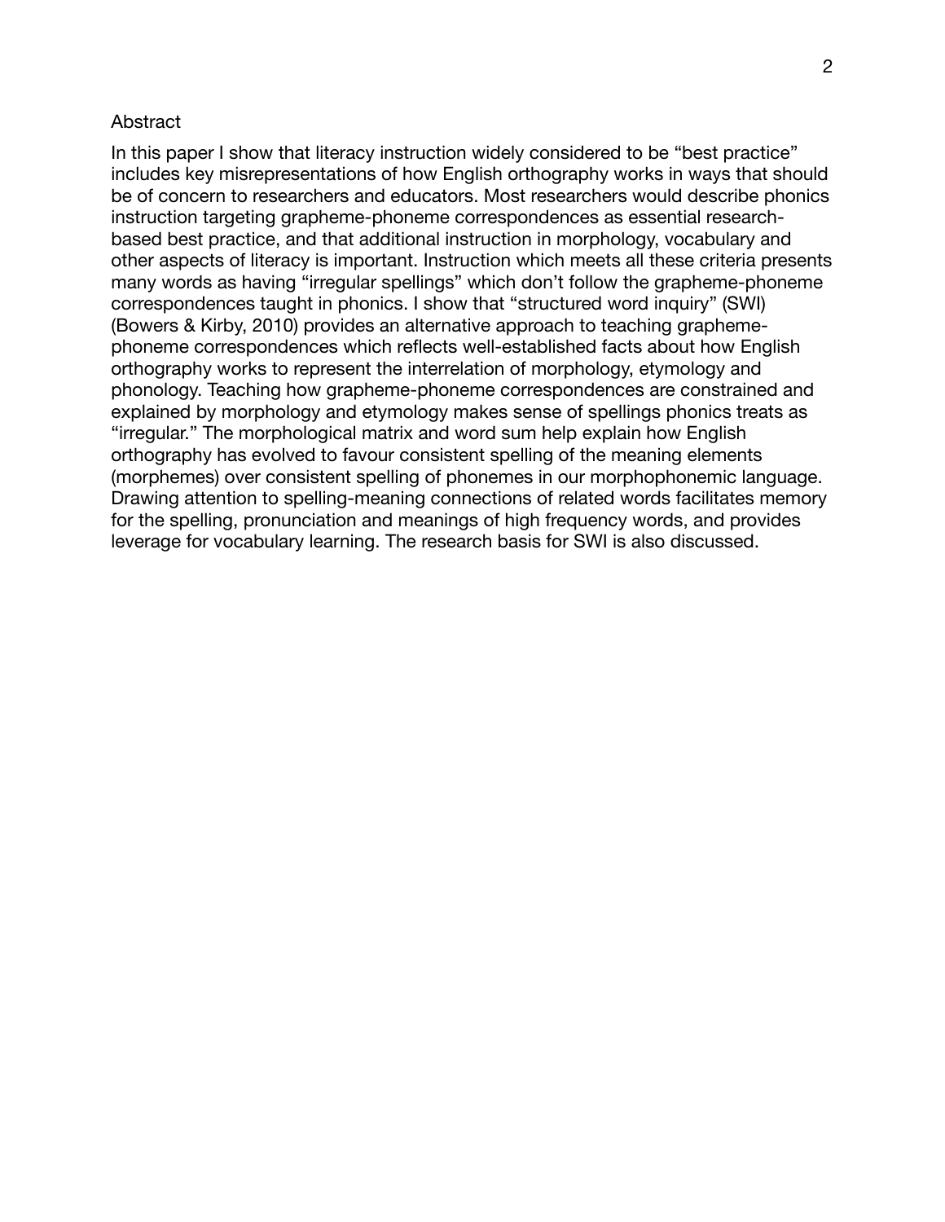## Abstract

In this paper I show that literacy instruction widely considered to be "best practice" includes key misrepresentations of how English orthography works in ways that should be of concern to researchers and educators. Most researchers would describe phonics instruction targeting grapheme-phoneme correspondences as essential research-based best practice, and that additional instruction in morphology, vocabulary and other aspects of literacy is important. Instruction which meets all these criteria presents many words as having "irregular spellings" which don't follow the grapheme-phoneme correspondences taught in phonics. I show that "structured word inquiry" (SWI) (Bowers & Kirby, 2010) provides an alternative approach to teaching grapheme-phoneme correspondences which reflects well-established facts about how English orthography works to represent the interrelation of morphology, etymology and phonology. Teaching how grapheme-phoneme correspondences are constrained and explained by morphology and etymology makes sense of spellings phonics treats as "irregular." The morphological matrix and word sum help explain how English orthography has evolved to favour consistent spelling of the meaning elements (morphemes) over consistent spelling of phonemes in our morphophonemic language. Drawing attention to spelling-meaning connections of related words facilitates memory for the spelling, pronunciation and meanings of high frequency words, and provides leverage for vocabulary learning. The research basis for SWI is also discussed.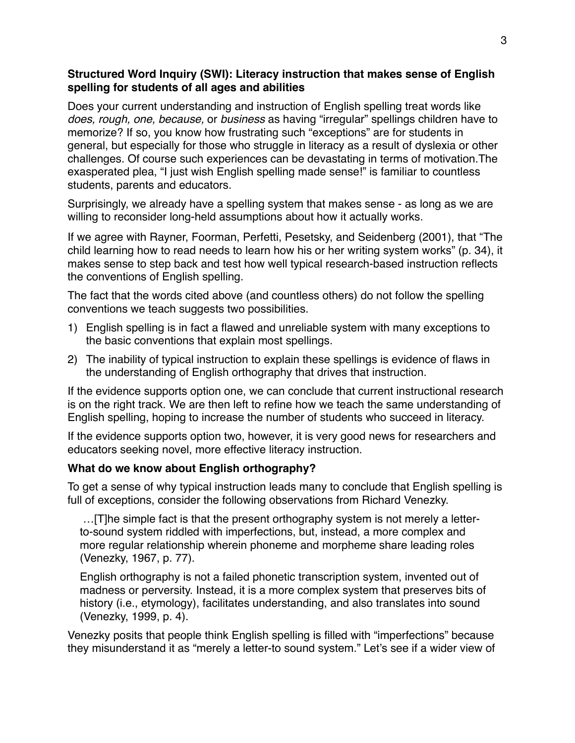**Structured Word Inquiry (SWI): Literacy instruction that makes sense of English spelling for students of all ages and abilities**

Does your current understanding and instruction of English spelling treat words like *does, rough, one, because,* or *business* as having "irregular" spellings children have to memorize? If so, you know how frustrating such "exceptions" are for students in general, but especially for those who struggle in literacy as a result of dyslexia or other challenges. Of course such experiences can be devastating in terms of motivation.The exasperated plea, "I just wish English spelling made sense!" is familiar to countless students, parents and educators.

Surprisingly, we already have a spelling system that makes sense - as long as we are willing to reconsider long-held assumptions about how it actually works.

If we agree with Rayner, Foorman, Perfetti, Pesetsky, and Seidenberg (2001), that "The child learning how to read needs to learn how his or her writing system works" (p. 34), it makes sense to step back and test how well typical research-based instruction reflects the conventions of English spelling.

The fact that the words cited above (and countless others) do not follow the spelling conventions we teach suggests two possibilities.

1) English spelling is in fact a flawed and unreliable system with many exceptions to the basic conventions that explain most spellings.
2) The inability of typical instruction to explain these spellings is evidence of flaws in the understanding of English orthography that drives that instruction.

If the evidence supports option one, we can conclude that current instructional research is on the right track. We are then left to refine how we teach the same understanding of English spelling, hoping to increase the number of students who succeed in literacy.

If the evidence supports option two, however, it is very good news for researchers and educators seeking novel, more effective literacy instruction.

**What do we know about English orthography?**

To get a sense of why typical instruction leads many to conclude that English spelling is full of exceptions, consider the following observations from Richard Venezky.

> …[T]he simple fact is that the present orthography system is not merely a letter-to-sound system riddled with imperfections, but, instead, a more complex and more regular relationship wherein phoneme and morpheme share leading roles (Venezky, 1967, p. 77).
>
> English orthography is not a failed phonetic transcription system, invented out of madness or perversity. Instead, it is a more complex system that preserves bits of history (i.e., etymology), facilitates understanding, and also translates into sound (Venezky, 1999, p. 4).

Venezky posits that people think English spelling is filled with "imperfections" because they misunderstand it as "merely a letter-to sound system." Let's see if a wider view of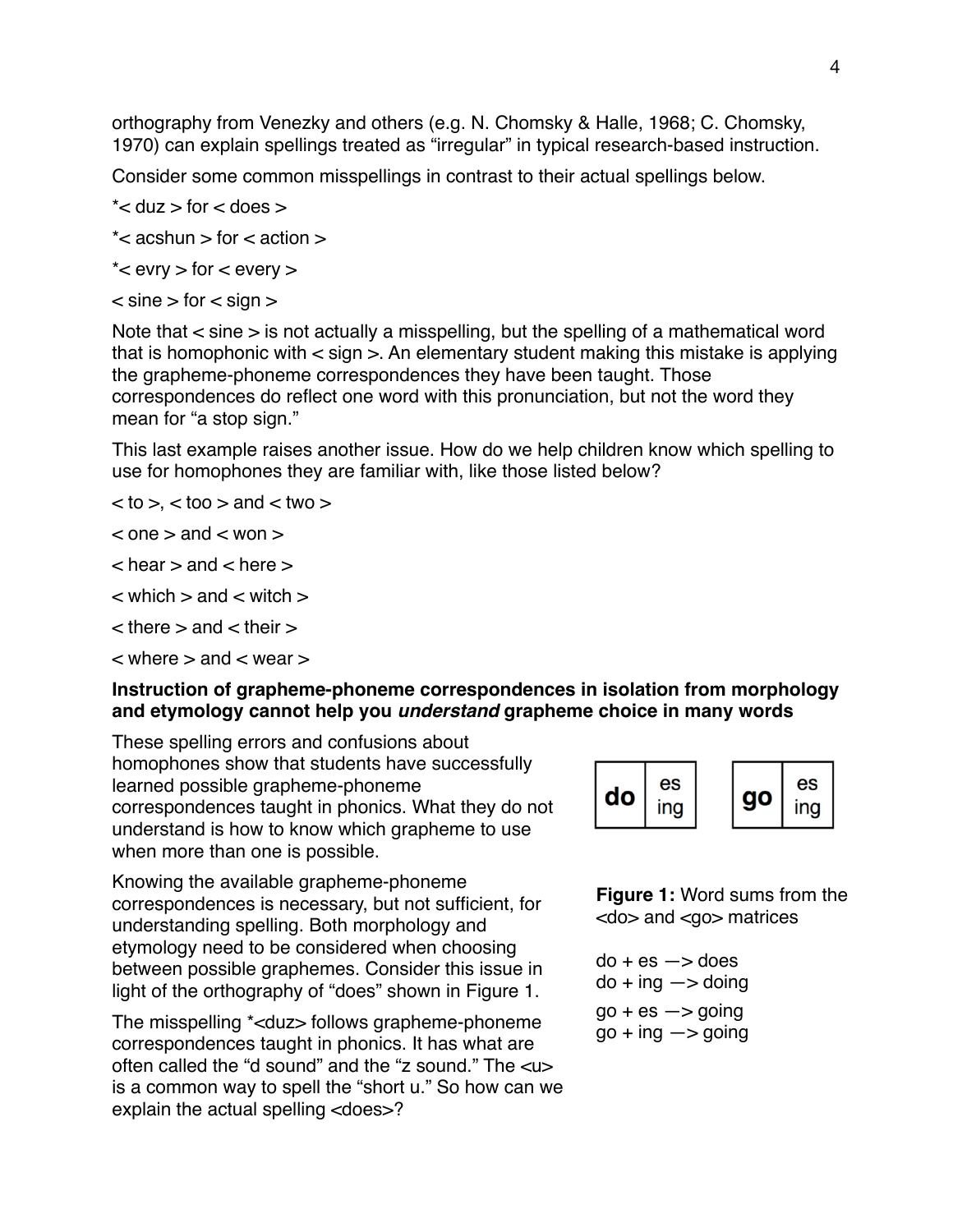orthography from Venezky and others (e.g. N. Chomsky & Halle, 1968; C. Chomsky, 1970) can explain spellings treated as "irregular" in typical research-based instruction.

Consider some common misspellings in contrast to their actual spellings below.

*< duz > for < does >

*< acshun > for < action >

*< evry > for < every >

< sine > for < sign >

Note that < sine > is not actually a misspelling, but the spelling of a mathematical word that is homophonic with < sign >. An elementary student making this mistake is applying the grapheme-phoneme correspondences they have been taught. Those correspondences do reflect one word with this pronunciation, but not the word they mean for "a stop sign."

This last example raises another issue. How do we help children know which spelling to use for homophones they are familiar with, like those listed below?

< to >, < too > and < two >

< one > and < won >

< hear > and < here >

< which > and < witch >

< there > and < their >

< where > and < wear >

**Instruction of grapheme-phoneme correspondences in isolation from morphology and etymology cannot help you *understand* grapheme choice in many words**

These spelling errors and confusions about homophones show that students have successfully learned possible grapheme-phoneme correspondences taught in phonics. What they do not understand is how to know which grapheme to use when more than one is possible.

Knowing the available grapheme-phoneme correspondences is necessary, but not sufficient, for understanding spelling. Both morphology and etymology need to be considered when choosing between possible graphemes. Consider this issue in light of the orthography of "does" shown in Figure 1.

The misspelling *<duz> follows grapheme-phoneme correspondences taught in phonics. It has what are often called the "d sound" and the "z sound." The <u> is a common way to spell the "short u." So how can we explain the actual spelling <does>?

| do | es<br>ing |
|---|---|

| go | es<br>ing |
|---|---|

**Figure 1:** Word sums from the <do> and <go> matrices

do + es —> does
do + ing —> doing

go + es —> going
go + ing —> going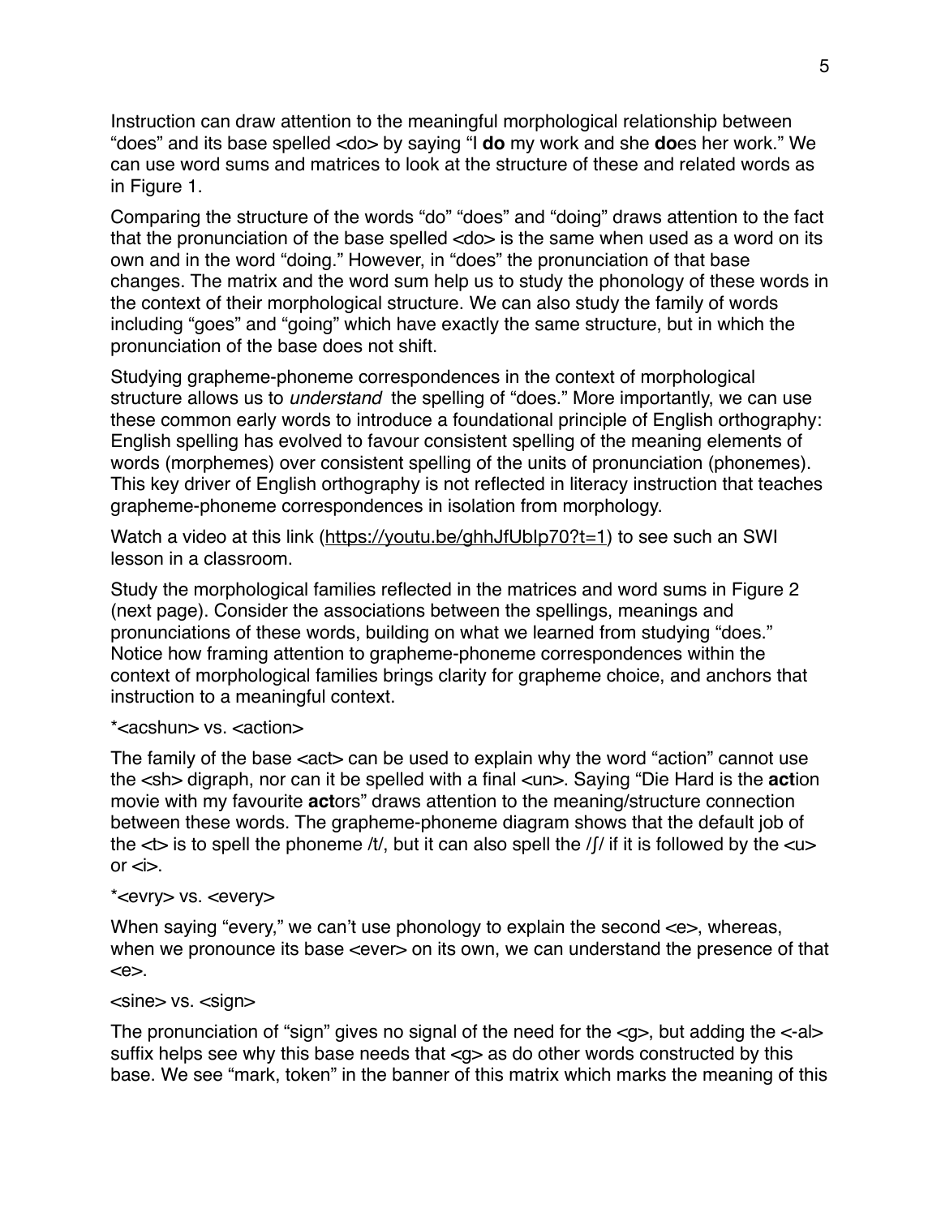Instruction can draw attention to the meaningful morphological relationship between "does" and its base spelled <do> by saying "I **do** my work and she **do**es her work." We can use word sums and matrices to look at the structure of these and related words as in Figure 1.

Comparing the structure of the words "do" "does" and "doing" draws attention to the fact that the pronunciation of the base spelled <do> is the same when used as a word on its own and in the word "doing." However, in "does" the pronunciation of that base changes. The matrix and the word sum help us to study the phonology of these words in the context of their morphological structure. We can also study the family of words including "goes" and "going" which have exactly the same structure, but in which the pronunciation of the base does not shift.

Studying grapheme-phoneme correspondences in the context of morphological structure allows us to *understand* the spelling of "does." More importantly, we can use these common early words to introduce a foundational principle of English orthography: English spelling has evolved to favour consistent spelling of the meaning elements of words (morphemes) over consistent spelling of the units of pronunciation (phonemes). This key driver of English orthography is not reflected in literacy instruction that teaches grapheme-phoneme correspondences in isolation from morphology.

Watch a video at this link (https://youtu.be/ghhJfUbIp70?t=1) to see such an SWI lesson in a classroom.

Study the morphological families reflected in the matrices and word sums in Figure 2 (next page). Consider the associations between the spellings, meanings and pronunciations of these words, building on what we learned from studying "does." Notice how framing attention to grapheme-phoneme correspondences within the context of morphological families brings clarity for grapheme choice, and anchors that instruction to a meaningful context.

*<acshun> vs. <action>

The family of the base <act> can be used to explain why the word "action" cannot use the <sh> digraph, nor can it be spelled with a final <un>. Saying "Die Hard is the **act**ion movie with my favourite **act**ors" draws attention to the meaning/structure connection between these words. The grapheme-phoneme diagram shows that the default job of the <t> is to spell the phoneme /t/, but it can also spell the /ʃ/ if it is followed by the <u> or <i>.

*<evry> vs. <every>

When saying "every," we can't use phonology to explain the second <e>, whereas, when we pronounce its base <ever> on its own, we can understand the presence of that <e>.

<sine> vs. <sign>

The pronunciation of "sign" gives no signal of the need for the <g>, but adding the <-al> suffix helps see why this base needs that <g> as do other words constructed by this base. We see "mark, token" in the banner of this matrix which marks the meaning of this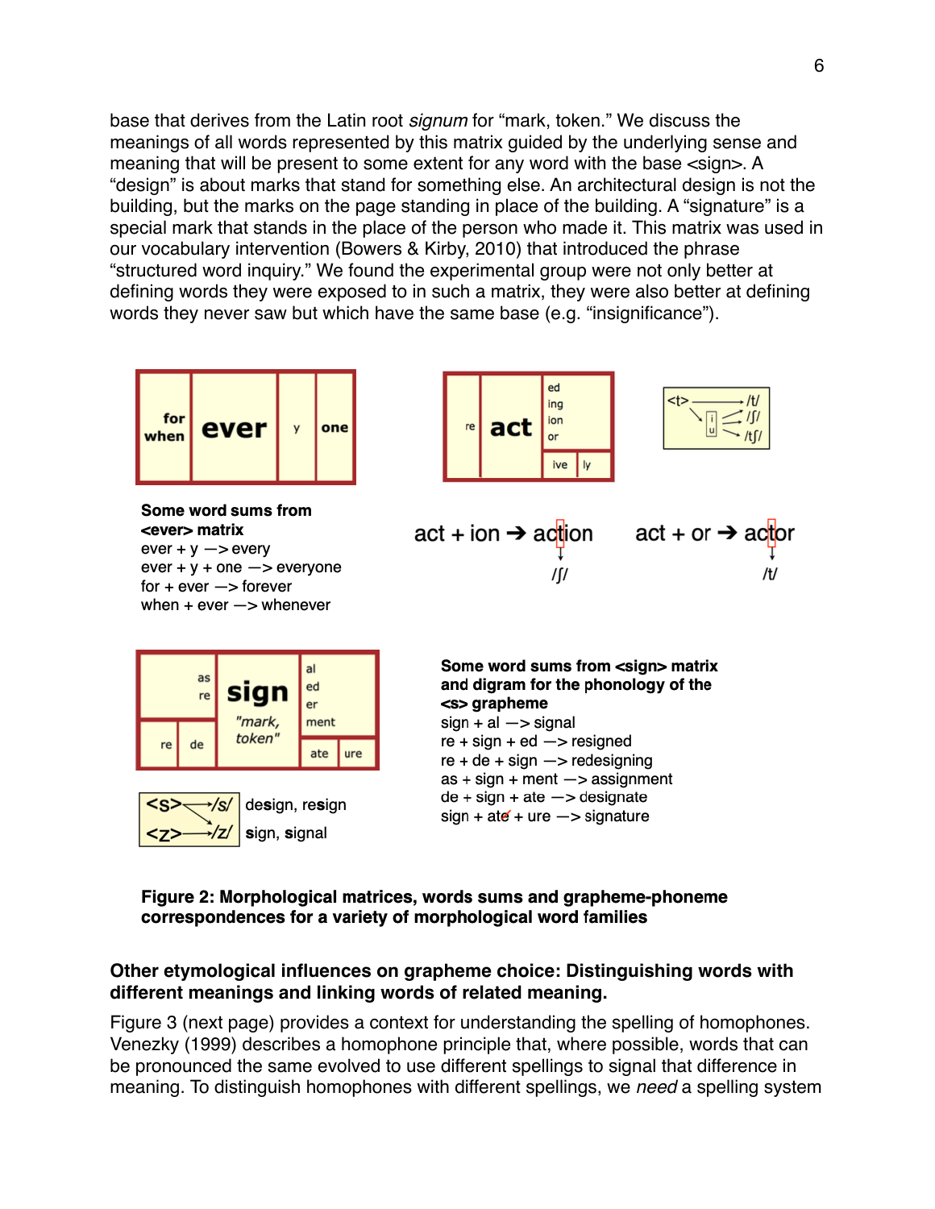base that derives from the Latin root *signum* for "mark, token." We discuss the meanings of all words represented by this matrix guided by the underlying sense and meaning that will be present to some extent for any word with the base <sign>. A "design" is about marks that stand for something else. An architectural design is not the building, but the marks on the page standing in place of the building. A "signature" is a special mark that stands in the place of the person who made it. This matrix was used in our vocabulary intervention (Bowers & Kirby, 2010) that introduced the phrase "structured word inquiry." We found the experimental group were not only better at defining words they were exposed to in such a matrix, they were also better at defining words they never saw but which have the same base (e.g. "insignificance").

for
when
**ever**
y
one

**Some word sums from <ever> matrix**
ever + y —> every
ever + y + one —> everyone
for + ever —> forever
when + ever —> whenever

re
**act**
ed
ing
ion
or
ive
ly

<t> → /t/, /ʃ/, /tʃ/ (via i, u)

act + ion → action (t → /ʃ/)

act + or → actor (t → /t/)

as
re
re
de
**sign**
"mark, token"
al
ed
er
ment
ate
ure

<s> → /s/, /z/ — design, resign
<z> → /z/ — sign, signal

**Some word sums from <sign> matrix and digram for the phonology of the <s> grapheme**
sign + al —> signal
re + sign + ed —> resigned
re + de + sign —> redesigning
as + sign + ment —> assignment
de + sign + ate —> designate
sign + ate + ure —> signature

**Figure 2: Morphological matrices, words sums and grapheme-phoneme correspondences for a variety of morphological word families**

## Other etymological influences on grapheme choice: Distinguishing words with different meanings and linking words of related meaning.

Figure 3 (next page) provides a context for understanding the spelling of homophones. Venezky (1999) describes a homophone principle that, where possible, words that can be pronounced the same evolved to use different spellings to signal that difference in meaning. To distinguish homophones with different spellings, we *need* a spelling system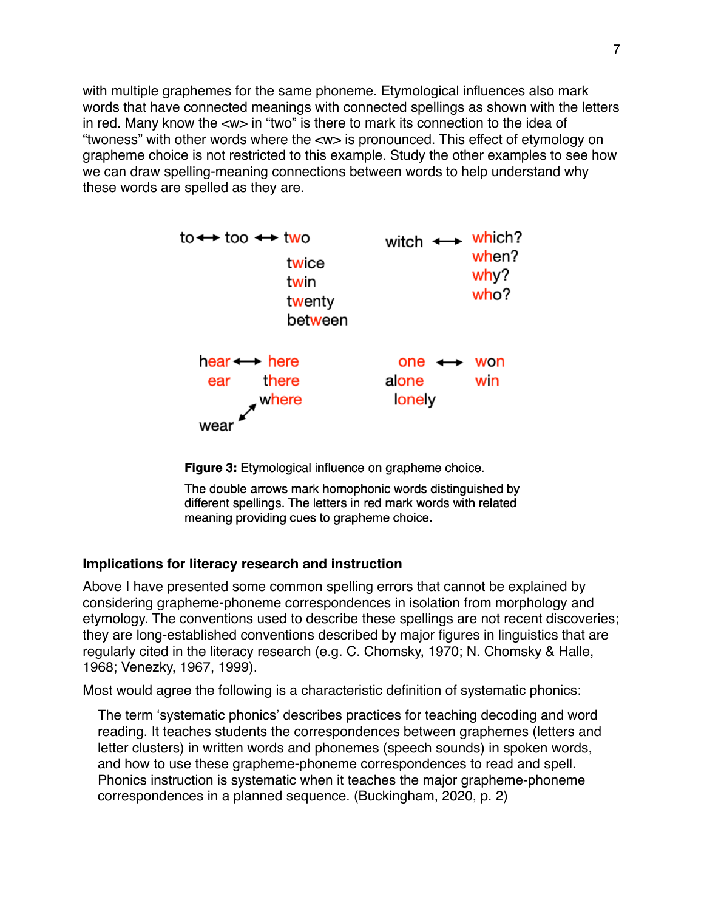with multiple graphemes for the same phoneme. Etymological influences also mark words that have connected meanings with connected spellings as shown with the letters in red. Many know the <w> in "two" is there to mark its connection to the idea of "twoness" with other words where the <w> is pronounced. This effect of etymology on grapheme choice is not restricted to this example. Study the other examples to see how we can draw spelling-meaning connections between words to help understand why these words are spelled as they are.

to ↔ too ↔ two
twice
twin
twenty
between

witch ↔ which?
when?
why?
who?

hear ↔ here
ear there
where
wear ↔ where

one ↔ won
alone win
lonely

**Figure 3:** Etymological influence on grapheme choice.

The double arrows mark homophonic words distinguished by different spellings. The letters in red mark words with related meaning providing cues to grapheme choice.

### Implications for literacy research and instruction

Above I have presented some common spelling errors that cannot be explained by considering grapheme-phoneme correspondences in isolation from morphology and etymology. The conventions used to describe these spellings are not recent discoveries; they are long-established conventions described by major figures in linguistics that are regularly cited in the literacy research (e.g. C. Chomsky, 1970; N. Chomsky & Halle, 1968; Venezky, 1967, 1999).

Most would agree the following is a characteristic definition of systematic phonics:

> The term 'systematic phonics' describes practices for teaching decoding and word reading. It teaches students the correspondences between graphemes (letters and letter clusters) in written words and phonemes (speech sounds) in spoken words, and how to use these grapheme-phoneme correspondences to read and spell. Phonics instruction is systematic when it teaches the major grapheme-phoneme correspondences in a planned sequence. (Buckingham, 2020, p. 2)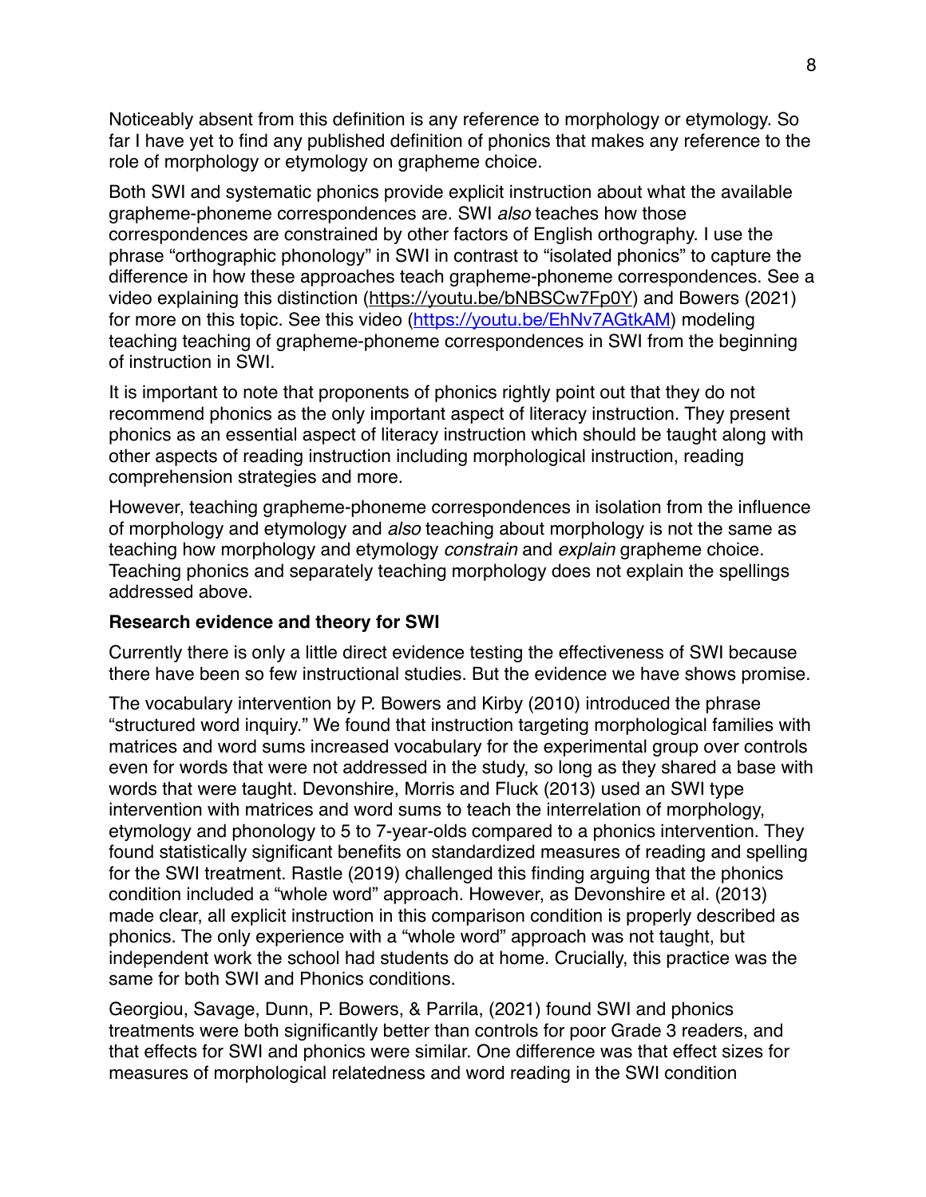Noticeably absent from this definition is any reference to morphology or etymology. So far I have yet to find any published definition of phonics that makes any reference to the role of morphology or etymology on grapheme choice.

Both SWI and systematic phonics provide explicit instruction about what the available grapheme-phoneme correspondences are. SWI *also* teaches how those correspondences are constrained by other factors of English orthography. I use the phrase "orthographic phonology" in SWI in contrast to "isolated phonics" to capture the difference in how these approaches teach grapheme-phoneme correspondences. See a video explaining this distinction (https://youtu.be/bNBSCw7Fp0Y) and Bowers (2021) for more on this topic. See this video (https://youtu.be/EhNv7AGtkAM) modeling teaching teaching of grapheme-phoneme correspondences in SWI from the beginning of instruction in SWI.

It is important to note that proponents of phonics rightly point out that they do not recommend phonics as the only important aspect of literacy instruction. They present phonics as an essential aspect of literacy instruction which should be taught along with other aspects of reading instruction including morphological instruction, reading comprehension strategies and more.

However, teaching grapheme-phoneme correspondences in isolation from the influence of morphology and etymology and *also* teaching about morphology is not the same as teaching how morphology and etymology *constrain* and *explain* grapheme choice. Teaching phonics and separately teaching morphology does not explain the spellings addressed above.

**Research evidence and theory for SWI**

Currently there is only a little direct evidence testing the effectiveness of SWI because there have been so few instructional studies. But the evidence we have shows promise.

The vocabulary intervention by P. Bowers and Kirby (2010) introduced the phrase "structured word inquiry." We found that instruction targeting morphological families with matrices and word sums increased vocabulary for the experimental group over controls even for words that were not addressed in the study, so long as they shared a base with words that were taught. Devonshire, Morris and Fluck (2013) used an SWI type intervention with matrices and word sums to teach the interrelation of morphology, etymology and phonology to 5 to 7-year-olds compared to a phonics intervention. They found statistically significant benefits on standardized measures of reading and spelling for the SWI treatment. Rastle (2019) challenged this finding arguing that the phonics condition included a "whole word" approach. However, as Devonshire et al. (2013) made clear, all explicit instruction in this comparison condition is properly described as phonics. The only experience with a "whole word" approach was not taught, but independent work the school had students do at home. Crucially, this practice was the same for both SWI and Phonics conditions.

Georgiou, Savage, Dunn, P. Bowers, & Parrila, (2021) found SWI and phonics treatments were both significantly better than controls for poor Grade 3 readers, and that effects for SWI and phonics were similar. One difference was that effect sizes for measures of morphological relatedness and word reading in the SWI condition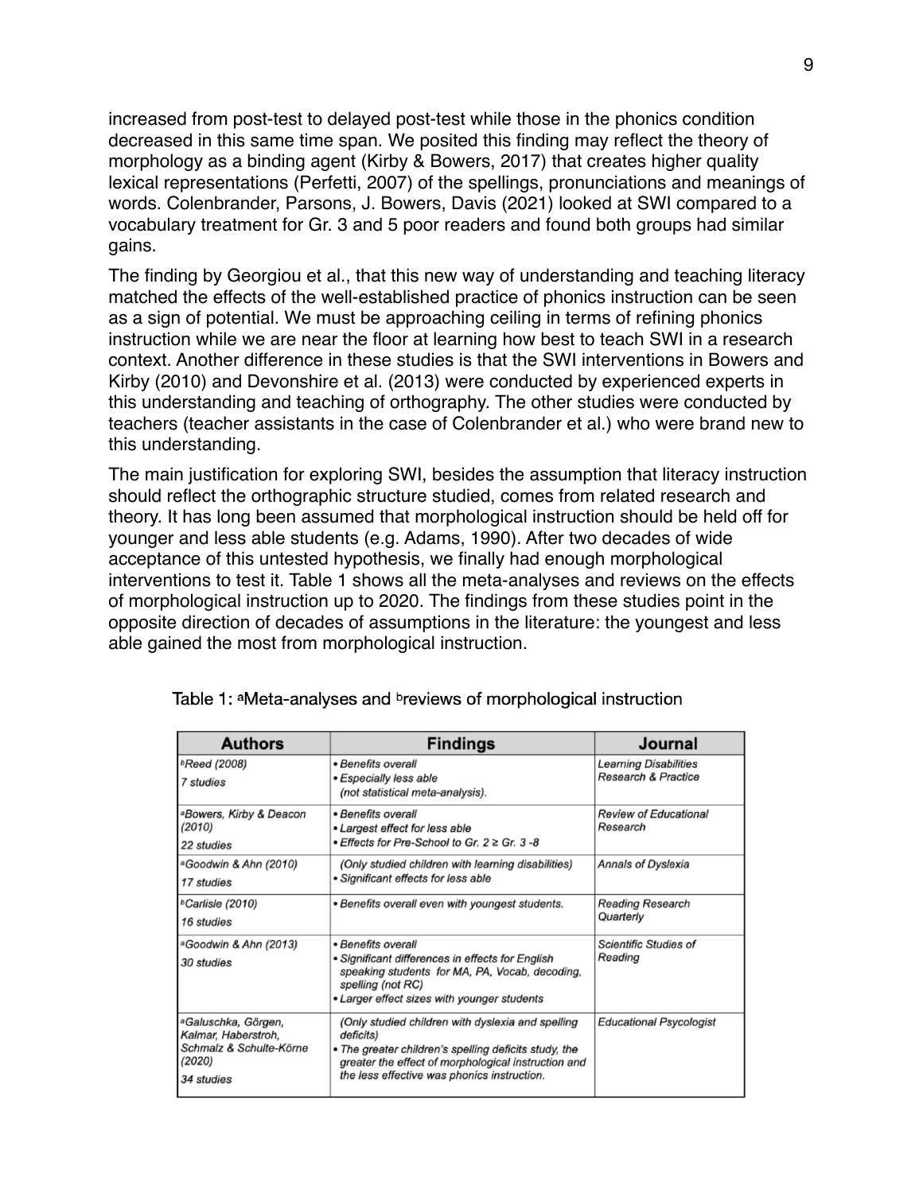increased from post-test to delayed post-test while those in the phonics condition decreased in this same time span. We posited this finding may reflect the theory of morphology as a binding agent (Kirby & Bowers, 2017) that creates higher quality lexical representations (Perfetti, 2007) of the spellings, pronunciations and meanings of words. Colenbrander, Parsons, J. Bowers, Davis (2021) looked at SWI compared to a vocabulary treatment for Gr. 3 and 5 poor readers and found both groups had similar gains.

The finding by Georgiou et al., that this new way of understanding and teaching literacy matched the effects of the well-established practice of phonics instruction can be seen as a sign of potential. We must be approaching ceiling in terms of refining phonics instruction while we are near the floor at learning how best to teach SWI in a research context. Another difference in these studies is that the SWI interventions in Bowers and Kirby (2010) and Devonshire et al. (2013) were conducted by experienced experts in this understanding and teaching of orthography. The other studies were conducted by teachers (teacher assistants in the case of Colenbrander et al.) who were brand new to this understanding.

The main justification for exploring SWI, besides the assumption that literacy instruction should reflect the orthographic structure studied, comes from related research and theory. It has long been assumed that morphological instruction should be held off for younger and less able students (e.g. Adams, 1990). After two decades of wide acceptance of this untested hypothesis, we finally had enough morphological interventions to test it. Table 1 shows all the meta-analyses and reviews on the effects of morphological instruction up to 2020. The findings from these studies point in the opposite direction of decades of assumptions in the literature: the youngest and less able gained the most from morphological instruction.

Table 1: [a]Meta-analyses and [b]reviews of morphological instruction

| Authors | Findings | Journal |
|---|---|---|
| [b]*Reed (2008)*<br>*7 studies* | • *Benefits overall*<br>• *Especially less able (not statistical meta-analysis).* | *Learning Disabilities Research & Practice* |
| [a]*Bowers, Kirby & Deacon (2010)*<br>*22 studies* | • *Benefits overall*<br>• *Largest effect for less able*<br>• *Effects for Pre-School to Gr. 2 ≥ Gr. 3 -8* | *Review of Educational Research* |
| [a]*Goodwin & Ahn (2010)*<br>*17 studies* | *(Only studied children with learning disabilities)*<br>• *Significant effects for less able* | *Annals of Dyslexia* |
| [b]*Carlisle (2010)*<br>*16 studies* | • *Benefits overall even with youngest students.* | *Reading Research Quarterly* |
| [a]*Goodwin & Ahn (2013)*<br>*30 studies* | • *Benefits overall*<br>• *Significant differences in effects for English speaking students for MA, PA, Vocab, decoding, spelling (not RC)*<br>• *Larger effect sizes with younger students* | *Scientific Studies of Reading* |
| [a]*Galuschka, Görgen, Kalmar, Haberstroh, Schmalz & Schulte-Körne (2020)*<br>*34 studies* | *(Only studied children with dyslexia and spelling deficits)*<br>• *The greater children's spelling deficits study, the greater the effect of morphological instruction and the less effective was phonics instruction.* | *Educational Psycologist* |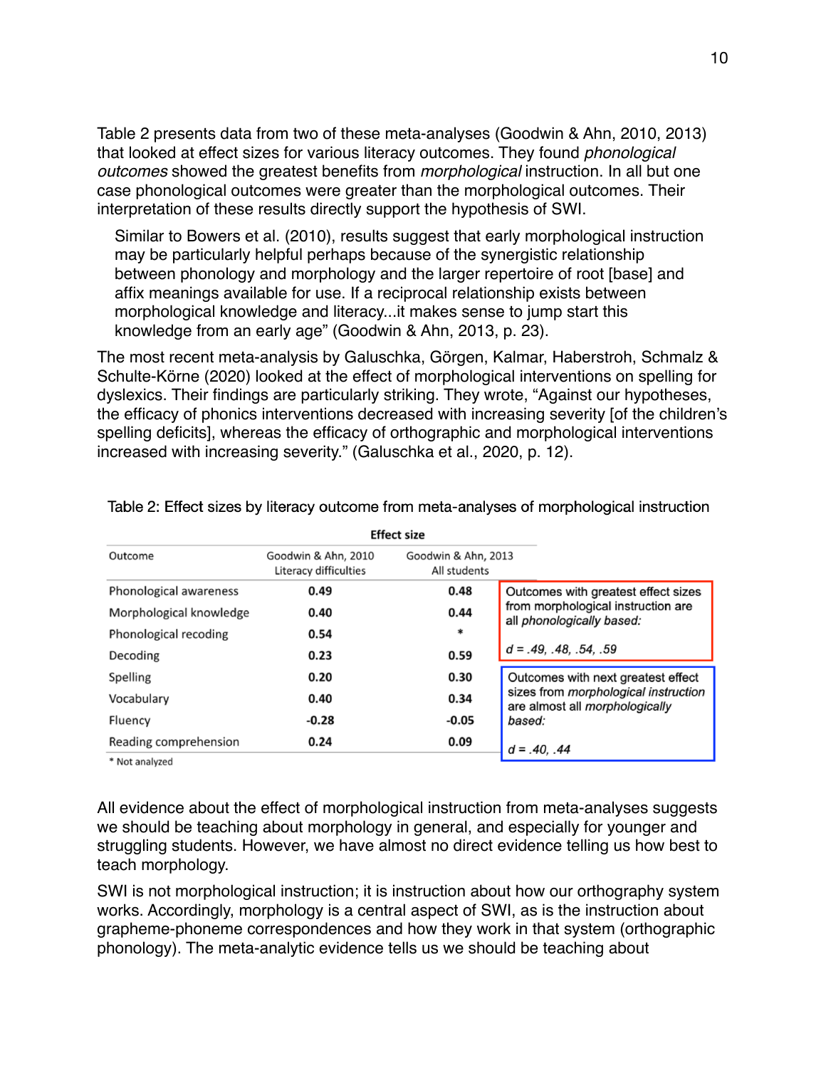Table 2 presents data from two of these meta-analyses (Goodwin & Ahn, 2010, 2013) that looked at effect sizes for various literacy outcomes. They found *phonological outcomes* showed the greatest benefits from *morphological* instruction. In all but one case phonological outcomes were greater than the morphological outcomes. Their interpretation of these results directly support the hypothesis of SWI.

> Similar to Bowers et al. (2010), results suggest that early morphological instruction may be particularly helpful perhaps because of the synergistic relationship between phonology and morphology and the larger repertoire of root [base] and affix meanings available for use. If a reciprocal relationship exists between morphological knowledge and literacy...it makes sense to jump start this knowledge from an early age" (Goodwin & Ahn, 2013, p. 23).

The most recent meta-analysis by Galuschka, Görgen, Kalmar, Haberstroh, Schmalz & Schulte-Körne (2020) looked at the effect of morphological interventions on spelling for dyslexics. Their findings are particularly striking. They wrote, "Against our hypotheses, the efficacy of phonics interventions decreased with increasing severity [of the children's spelling deficits], whereas the efficacy of orthographic and morphological interventions increased with increasing severity." (Galuschka et al., 2020, p. 12).

Table 2: Effect sizes by literacy outcome from meta-analyses of morphological instruction

| Outcome | Effect size | |
|---|---|---|
| | Goodwin & Ahn, 2010 Literacy difficulties | Goodwin & Ahn, 2013 All students |
| Phonological awareness | 0.49 | 0.48 |
| Morphological knowledge | 0.40 | 0.44 |
| Phonological recoding | 0.54 | * |
| Decoding | 0.23 | 0.59 |
| Spelling | 0.20 | 0.30 |
| Vocabulary | 0.40 | 0.34 |
| Fluency | -0.28 | -0.05 |
| Reading comprehension | 0.24 | 0.09 |

\* Not analyzed

Outcomes with greatest effect sizes from morphological instruction are all *phonologically based:*

*d = .49, .48, .54, .59*

Outcomes with next greatest effect sizes from *morphological instruction* are almost all *morphologically based:*

*d = .40, .44*

All evidence about the effect of morphological instruction from meta-analyses suggests we should be teaching about morphology in general, and especially for younger and struggling students. However, we have almost no direct evidence telling us how best to teach morphology.

SWI is not morphological instruction; it is instruction about how our orthography system works. Accordingly, morphology is a central aspect of SWI, as is the instruction about grapheme-phoneme correspondences and how they work in that system (orthographic phonology). The meta-analytic evidence tells us we should be teaching about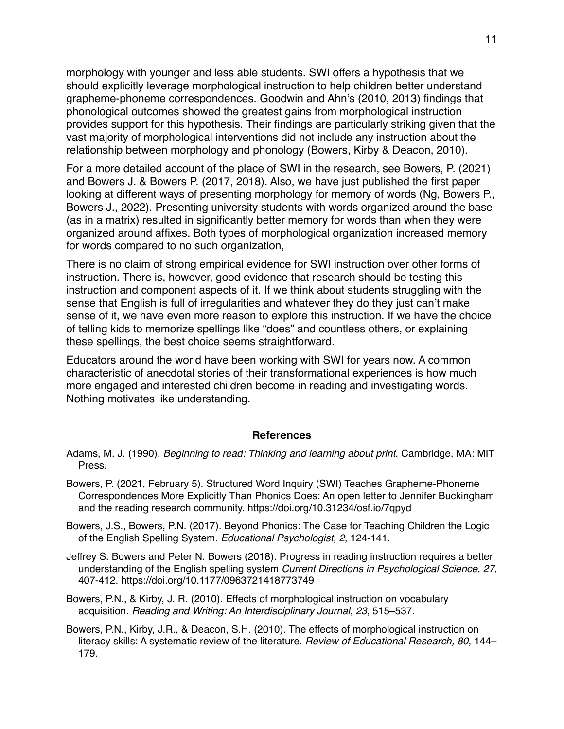morphology with younger and less able students. SWI offers a hypothesis that we should explicitly leverage morphological instruction to help children better understand grapheme-phoneme correspondences. Goodwin and Ahn's (2010, 2013) findings that phonological outcomes showed the greatest gains from morphological instruction provides support for this hypothesis. Their findings are particularly striking given that the vast majority of morphological interventions did not include any instruction about the relationship between morphology and phonology (Bowers, Kirby & Deacon, 2010).

For a more detailed account of the place of SWI in the research, see Bowers, P. (2021) and Bowers J. & Bowers P. (2017, 2018). Also, we have just published the first paper looking at different ways of presenting morphology for memory of words (Ng, Bowers P., Bowers J., 2022). Presenting university students with words organized around the base (as in a matrix) resulted in significantly better memory for words than when they were organized around affixes. Both types of morphological organization increased memory for words compared to no such organization,

There is no claim of strong empirical evidence for SWI instruction over other forms of instruction. There is, however, good evidence that research should be testing this instruction and component aspects of it. If we think about students struggling with the sense that English is full of irregularities and whatever they do they just can't make sense of it, we have even more reason to explore this instruction. If we have the choice of telling kids to memorize spellings like "does" and countless others, or explaining these spellings, the best choice seems straightforward.

Educators around the world have been working with SWI for years now. A common characteristic of anecdotal stories of their transformational experiences is how much more engaged and interested children become in reading and investigating words. Nothing motivates like understanding.

## References

Adams, M. J. (1990). *Beginning to read: Thinking and learning about print*. Cambridge, MA: MIT Press.

Bowers, P. (2021, February 5). Structured Word Inquiry (SWI) Teaches Grapheme-Phoneme Correspondences More Explicitly Than Phonics Does: An open letter to Jennifer Buckingham and the reading research community. https://doi.org/10.31234/osf.io/7qpyd

Bowers, J.S., Bowers, P.N. (2017). Beyond Phonics: The Case for Teaching Children the Logic of the English Spelling System. *Educational Psychologist, 2*, 124-141.

Jeffrey S. Bowers and Peter N. Bowers (2018). Progress in reading instruction requires a better understanding of the English spelling system *Current Directions in Psychological Science, 27*, 407-412. https://doi.org/10.1177/0963721418773749

Bowers, P.N., & Kirby, J. R. (2010). Effects of morphological instruction on vocabulary acquisition. *Reading and Writing: An Interdisciplinary Journal, 23*, 515–537.

Bowers, P.N., Kirby, J.R., & Deacon, S.H. (2010). The effects of morphological instruction on literacy skills: A systematic review of the literature. *Review of Educational Research, 80*, 144–179.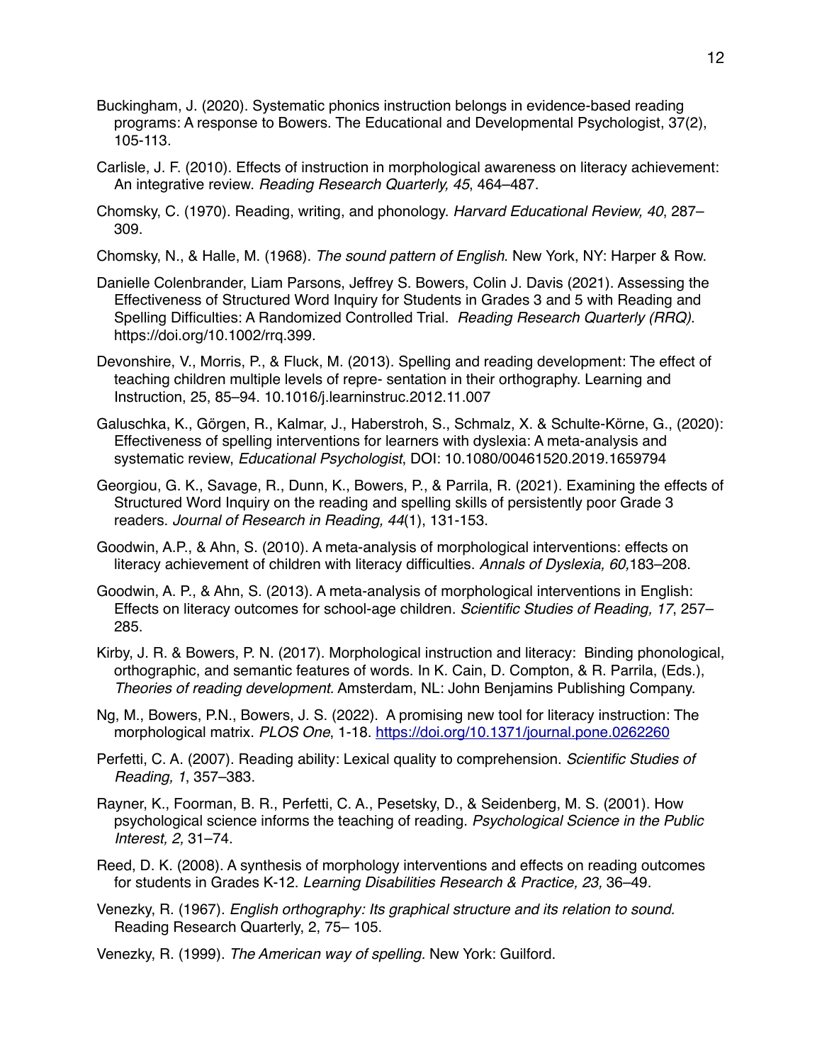Buckingham, J. (2020). Systematic phonics instruction belongs in evidence-based reading programs: A response to Bowers. The Educational and Developmental Psychologist, 37(2), 105-113.

Carlisle, J. F. (2010). Effects of instruction in morphological awareness on literacy achievement: An integrative review. *Reading Research Quarterly, 45*, 464–487.

Chomsky, C. (1970). Reading, writing, and phonology. *Harvard Educational Review, 40*, 287–309.

Chomsky, N., & Halle, M. (1968). *The sound pattern of English*. New York, NY: Harper & Row.

Danielle Colenbrander, Liam Parsons, Jeffrey S. Bowers, Colin J. Davis (2021). Assessing the Effectiveness of Structured Word Inquiry for Students in Grades 3 and 5 with Reading and Spelling Difficulties: A Randomized Controlled Trial. *Reading Research Quarterly (RRQ).* https://doi.org/10.1002/rrq.399.

Devonshire, V., Morris, P., & Fluck, M. (2013). Spelling and reading development: The effect of teaching children multiple levels of repre- sentation in their orthography. Learning and Instruction, 25, 85–94. 10.1016/j.learninstruc.2012.11.007

Galuschka, K., Görgen, R., Kalmar, J., Haberstroh, S., Schmalz, X. & Schulte-Körne, G., (2020): Effectiveness of spelling interventions for learners with dyslexia: A meta-analysis and systematic review, *Educational Psychologist*, DOI: 10.1080/00461520.2019.1659794

Georgiou, G. K., Savage, R., Dunn, K., Bowers, P., & Parrila, R. (2021). Examining the effects of Structured Word Inquiry on the reading and spelling skills of persistently poor Grade 3 readers. *Journal of Research in Reading, 44*(1), 131-153.

Goodwin, A.P., & Ahn, S. (2010). A meta-analysis of morphological interventions: effects on literacy achievement of children with literacy difficulties. *Annals of Dyslexia, 60,*183–208.

Goodwin, A. P., & Ahn, S. (2013). A meta-analysis of morphological interventions in English: Effects on literacy outcomes for school-age children. *Scientific Studies of Reading, 17*, 257–285.

Kirby, J. R. & Bowers, P. N. (2017). Morphological instruction and literacy: Binding phonological, orthographic, and semantic features of words. In K. Cain, D. Compton, & R. Parrila, (Eds.), *Theories of reading development.* Amsterdam, NL: John Benjamins Publishing Company.

Ng, M., Bowers, P.N., Bowers, J. S. (2022). A promising new tool for literacy instruction: The morphological matrix. *PLOS One*, 1-18. https://doi.org/10.1371/journal.pone.0262260

Perfetti, C. A. (2007). Reading ability: Lexical quality to comprehension. *Scientific Studies of Reading, 1*, 357–383.

Rayner, K., Foorman, B. R., Perfetti, C. A., Pesetsky, D., & Seidenberg, M. S. (2001). How psychological science informs the teaching of reading. *Psychological Science in the Public Interest, 2,* 31–74.

Reed, D. K. (2008). A synthesis of morphology interventions and effects on reading outcomes for students in Grades K-12. *Learning Disabilities Research & Practice, 23,* 36–49.

Venezky, R. (1967). *English orthography: Its graphical structure and its relation to sound.* Reading Research Quarterly, 2, 75– 105.

Venezky, R. (1999). *The American way of spelling.* New York: Guilford.